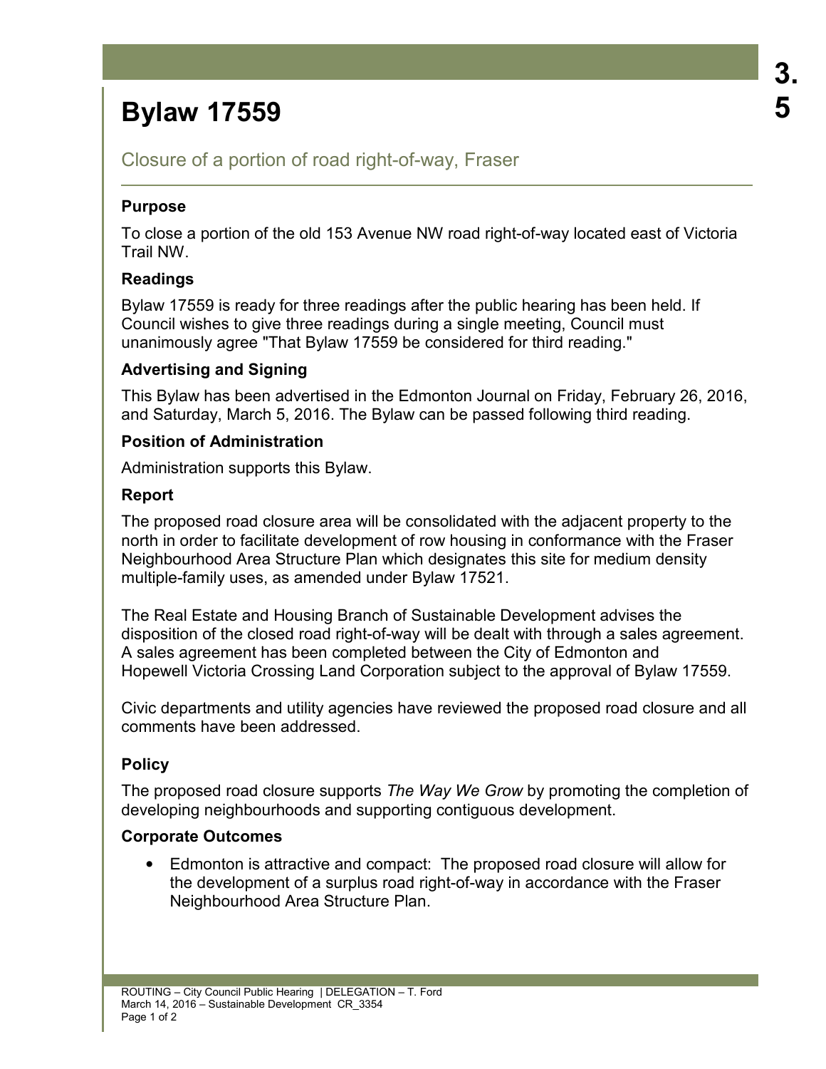# Bylaw 17559

## Closure of a portion of road right-of-way, Fraser

### Purpose

To close a portion of the old 153 Avenue NW road right-of-way located east of Victoria Trail NW.

### Readings

Bylaw 17559 is ready for three readings after the public hearing has been held. If Council wishes to give three readings during a single meeting, Council must unanimously agree "That Bylaw 17559 be considered for third reading."

### Advertising and Signing

This Bylaw has been advertised in the Edmonton Journal on Friday, February 26, 2016, and Saturday, March 5, 2016. The Bylaw can be passed following third reading.

### Position of Administration

Administration supports this Bylaw.

### Report

The proposed road closure area will be consolidated with the adjacent property to the north in order to facilitate development of row housing in conformance with the Fraser Neighbourhood Area Structure Plan which designates this site for medium density multiple-family uses, as amended under Bylaw 17521.

The Real Estate and Housing Branch of Sustainable Development advises the disposition of the closed road right-of-way will be dealt with through a sales agreement. A sales agreement has been completed between the City of Edmonton and Hopewell Victoria Crossing Land Corporation subject to the approval of Bylaw 17559.

Civic departments and utility agencies have reviewed the proposed road closure and all comments have been addressed.

### Policy

The proposed road closure supports *The Way We Grow* by promoting the completion of developing neighbourhoods and supporting contiguous development.

### Corporate Outcomes

- Edmonton is attractive and compact: The proposed road closure will allow for the development of a surplus road right-of-way in accordance with the Fraser Neighbourhood Area Structure Plan.

ROUTING – City Council Public Hearing | DELEGATION – T. Ford
March 14, 2016 – Sustainable Development CR_3354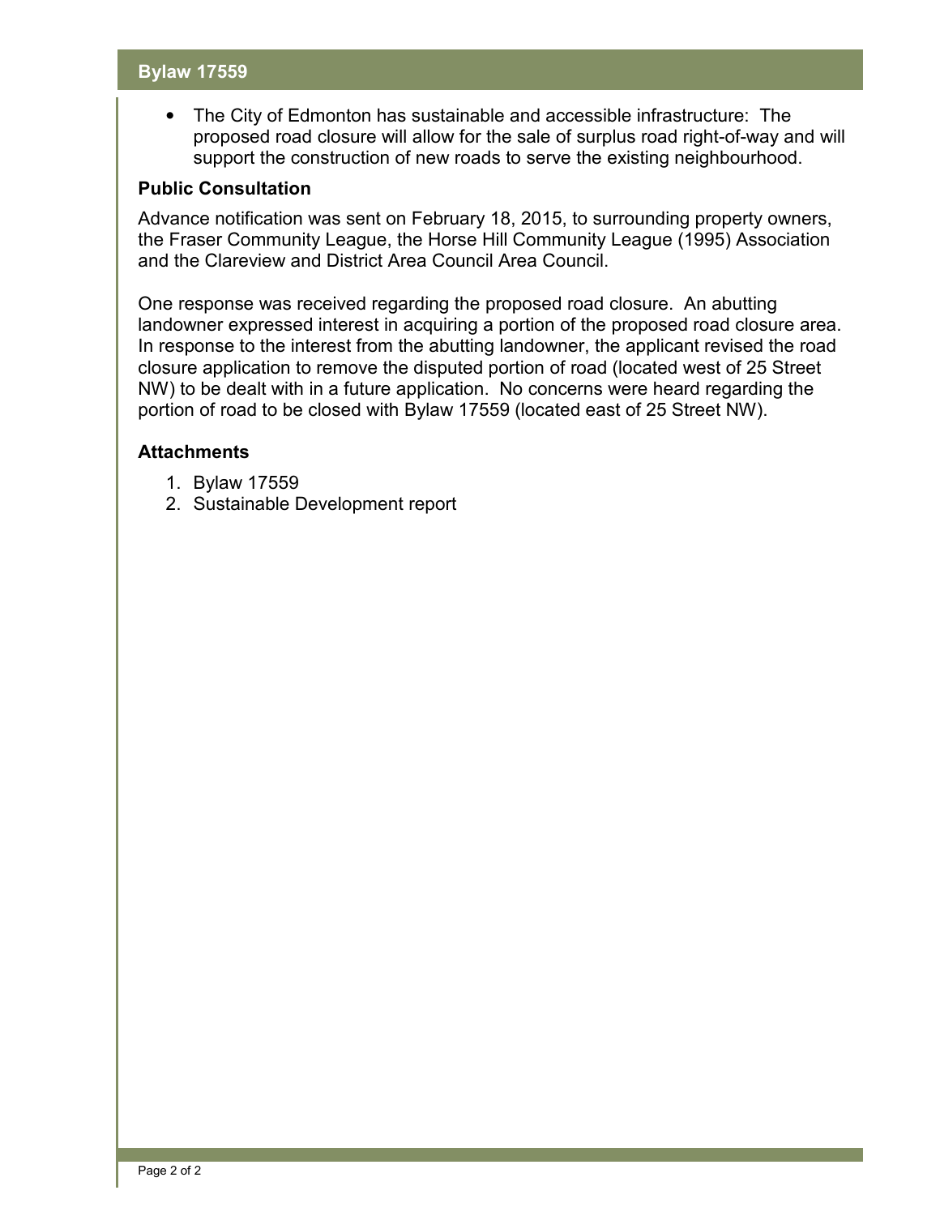- The City of Edmonton has sustainable and accessible infrastructure: The proposed road closure will allow for the sale of surplus road right-of-way and will support the construction of new roads to serve the existing neighbourhood.

### Public Consultation

Advance notification was sent on February 18, 2015, to surrounding property owners, the Fraser Community League, the Horse Hill Community League (1995) Association and the Clareview and District Area Council Area Council.

One response was received regarding the proposed road closure. An abutting landowner expressed interest in acquiring a portion of the proposed road closure area. In response to the interest from the abutting landowner, the applicant revised the road closure application to remove the disputed portion of road (located west of 25 Street NW) to be dealt with in a future application. No concerns were heard regarding the portion of road to be closed with Bylaw 17559 (located east of 25 Street NW).

### Attachments

1. Bylaw 17559
2. Sustainable Development report